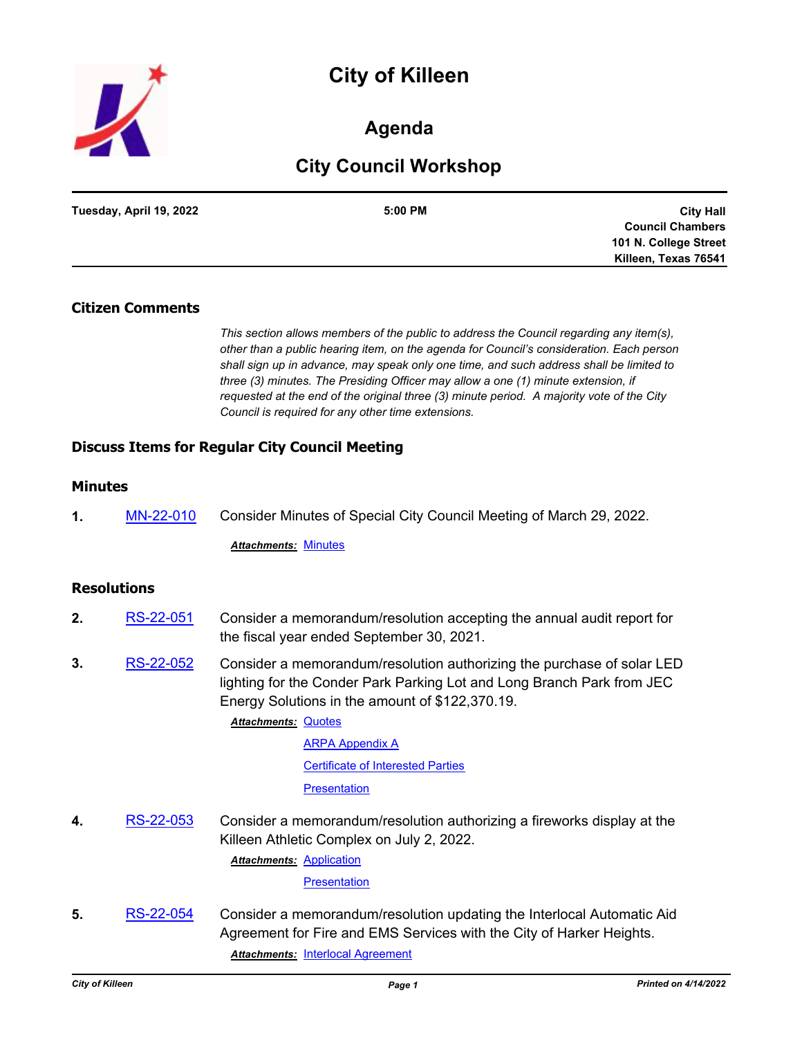# City of Killeen

## Agenda

## City Council Workshop

| Tuesday, April 19, 2022 | 5:00 PM | City Hall<br>Council Chambers<br>101 N. College Street<br>Killeen, Texas 76541 |
|---|---|---|

### Citizen Comments

*This section allows members of the public to address the Council regarding any item(s), other than a public hearing item, on the agenda for Council's consideration. Each person shall sign up in advance, may speak only one time, and such address shall be limited to three (3) minutes. The Presiding Officer may allow a one (1) minute extension, if requested at the end of the original three (3) minute period. A majority vote of the City Council is required for any other time extensions.*

### Discuss Items for Regular City Council Meeting

### Minutes

**1.** MN-22-010 Consider Minutes of Special City Council Meeting of March 29, 2022.

***Attachments:*** Minutes

### Resolutions

**2.** RS-22-051 Consider a memorandum/resolution accepting the annual audit report for the fiscal year ended September 30, 2021.

**3.** RS-22-052 Consider a memorandum/resolution authorizing the purchase of solar LED lighting for the Conder Park Parking Lot and Long Branch Park from JEC Energy Solutions in the amount of $122,370.19.

***Attachments:*** Quotes
ARPA Appendix A
Certificate of Interested Parties
Presentation

**4.** RS-22-053 Consider a memorandum/resolution authorizing a fireworks display at the Killeen Athletic Complex on July 2, 2022.

***Attachments:*** Application
Presentation

**5.** RS-22-054 Consider a memorandum/resolution updating the Interlocal Automatic Aid Agreement for Fire and EMS Services with the City of Harker Heights.

***Attachments:*** Interlocal Agreement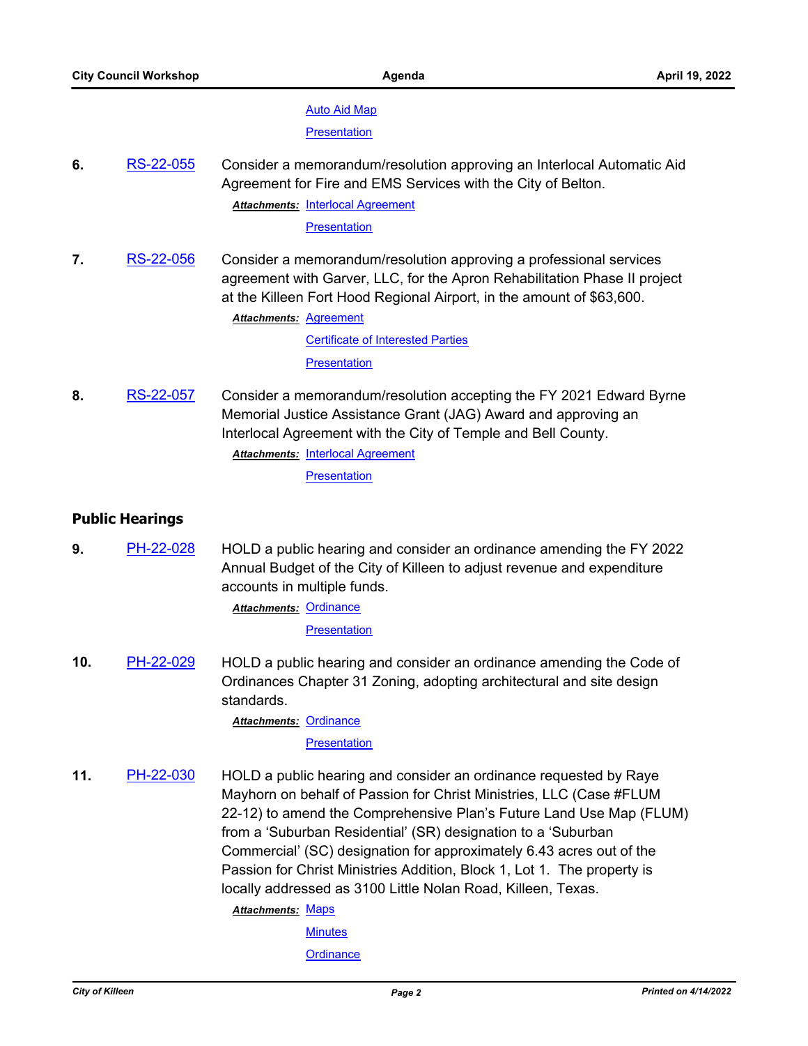Auto Aid Map

Presentation

**6.** RS-22-055 Consider a memorandum/resolution approving an Interlocal Automatic Aid Agreement for Fire and EMS Services with the City of Belton.

***Attachments:*** Interlocal Agreement

Presentation

**7.** RS-22-056 Consider a memorandum/resolution approving a professional services agreement with Garver, LLC, for the Apron Rehabilitation Phase II project at the Killeen Fort Hood Regional Airport, in the amount of $63,600.

***Attachments:*** Agreement

Certificate of Interested Parties

Presentation

**8.** RS-22-057 Consider a memorandum/resolution accepting the FY 2021 Edward Byrne Memorial Justice Assistance Grant (JAG) Award and approving an Interlocal Agreement with the City of Temple and Bell County.

***Attachments:*** Interlocal Agreement

Presentation

## Public Hearings

**9.** PH-22-028 HOLD a public hearing and consider an ordinance amending the FY 2022 Annual Budget of the City of Killeen to adjust revenue and expenditure accounts in multiple funds.

***Attachments:*** Ordinance

Presentation

**10.** PH-22-029 HOLD a public hearing and consider an ordinance amending the Code of Ordinances Chapter 31 Zoning, adopting architectural and site design standards.

***Attachments:*** Ordinance

Presentation

**11.** PH-22-030 HOLD a public hearing and consider an ordinance requested by Raye Mayhorn on behalf of Passion for Christ Ministries, LLC (Case #FLUM 22-12) to amend the Comprehensive Plan's Future Land Use Map (FLUM) from a 'Suburban Residential' (SR) designation to a 'Suburban Commercial' (SC) designation for approximately 6.43 acres out of the Passion for Christ Ministries Addition, Block 1, Lot 1. The property is locally addressed as 3100 Little Nolan Road, Killeen, Texas.

***Attachments:*** Maps

Minutes

Ordinance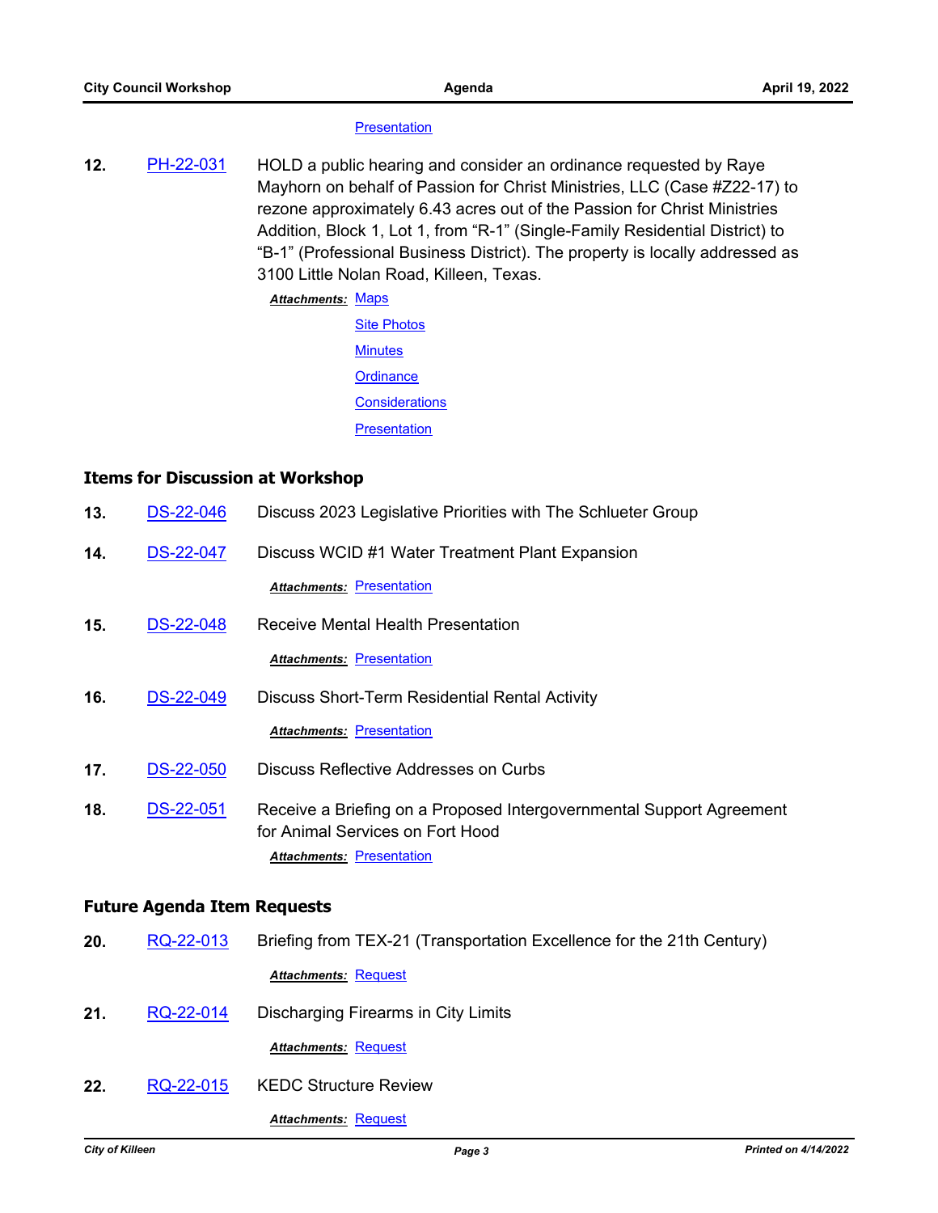Presentation

**12.** PH-22-031 HOLD a public hearing and consider an ordinance requested by Raye Mayhorn on behalf of Passion for Christ Ministries, LLC (Case #Z22-17) to rezone approximately 6.43 acres out of the Passion for Christ Ministries Addition, Block 1, Lot 1, from “R-1” (Single-Family Residential District) to “B-1” (Professional Business District). The property is locally addressed as 3100 Little Nolan Road, Killeen, Texas.

***Attachments:*** Maps
Site Photos
Minutes
Ordinance
Considerations
Presentation

## Items for Discussion at Workshop

**13.** DS-22-046 Discuss 2023 Legislative Priorities with The Schlueter Group

**14.** DS-22-047 Discuss WCID #1 Water Treatment Plant Expansion

***Attachments:*** Presentation

**15.** DS-22-048 Receive Mental Health Presentation

***Attachments:*** Presentation

**16.** DS-22-049 Discuss Short-Term Residential Rental Activity

***Attachments:*** Presentation

**17.** DS-22-050 Discuss Reflective Addresses on Curbs

**18.** DS-22-051 Receive a Briefing on a Proposed Intergovernmental Support Agreement for Animal Services on Fort Hood

***Attachments:*** Presentation

## Future Agenda Item Requests

**20.** RQ-22-013 Briefing from TEX-21 (Transportation Excellence for the 21th Century)

***Attachments:*** Request

**21.** RQ-22-014 Discharging Firearms in City Limits

***Attachments:*** Request

**22.** RQ-22-015 KEDC Structure Review

***Attachments:*** Request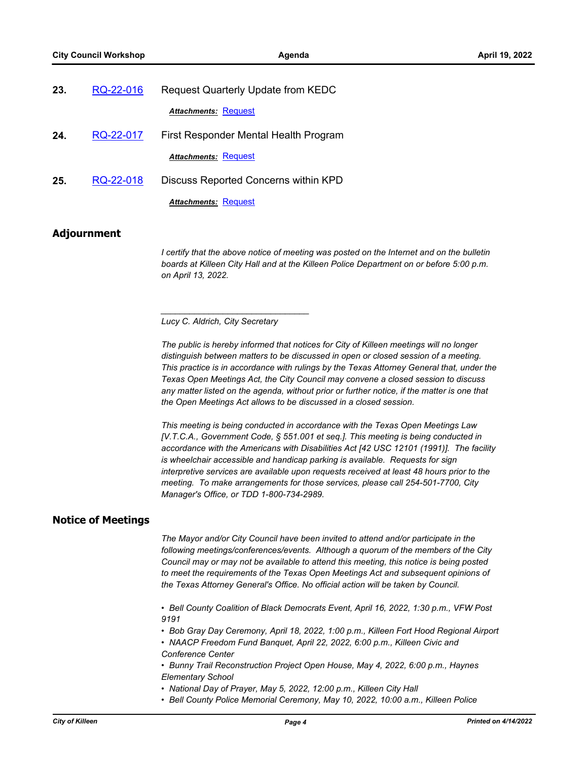**23.** RQ-22-016 Request Quarterly Update from KEDC

***Attachments:*** Request

**24.** RQ-22-017 First Responder Mental Health Program

***Attachments:*** Request

**25.** RQ-22-018 Discuss Reported Concerns within KPD

***Attachments:*** Request

## Adjournment

*I certify that the above notice of meeting was posted on the Internet and on the bulletin boards at Killeen City Hall and at the Killeen Police Department on or before 5:00 p.m. on April 13, 2022.*

_______________________________

*Lucy C. Aldrich, City Secretary*

*The public is hereby informed that notices for City of Killeen meetings will no longer distinguish between matters to be discussed in open or closed session of a meeting. This practice is in accordance with rulings by the Texas Attorney General that, under the Texas Open Meetings Act, the City Council may convene a closed session to discuss any matter listed on the agenda, without prior or further notice, if the matter is one that the Open Meetings Act allows to be discussed in a closed session.*

*This meeting is being conducted in accordance with the Texas Open Meetings Law [V.T.C.A., Government Code, § 551.001 et seq.]. This meeting is being conducted in accordance with the Americans with Disabilities Act [42 USC 12101 (1991)]. The facility is wheelchair accessible and handicap parking is available. Requests for sign interpretive services are available upon requests received at least 48 hours prior to the meeting. To make arrangements for those services, please call 254-501-7700, City Manager's Office, or TDD 1-800-734-2989.*

## Notice of Meetings

*The Mayor and/or City Council have been invited to attend and/or participate in the following meetings/conferences/events. Although a quorum of the members of the City Council may or may not be available to attend this meeting, this notice is being posted to meet the requirements of the Texas Open Meetings Act and subsequent opinions of the Texas Attorney General's Office. No official action will be taken by Council.*

- *Bell County Coalition of Black Democrats Event, April 16, 2022, 1:30 p.m., VFW Post 9191*
- *Bob Gray Day Ceremony, April 18, 2022, 1:00 p.m., Killeen Fort Hood Regional Airport*
- *NAACP Freedom Fund Banquet, April 22, 2022, 6:00 p.m., Killeen Civic and Conference Center*
- *Bunny Trail Reconstruction Project Open House, May 4, 2022, 6:00 p.m., Haynes Elementary School*
- *National Day of Prayer, May 5, 2022, 12:00 p.m., Killeen City Hall*
- *Bell County Police Memorial Ceremony, May 10, 2022, 10:00 a.m., Killeen Police*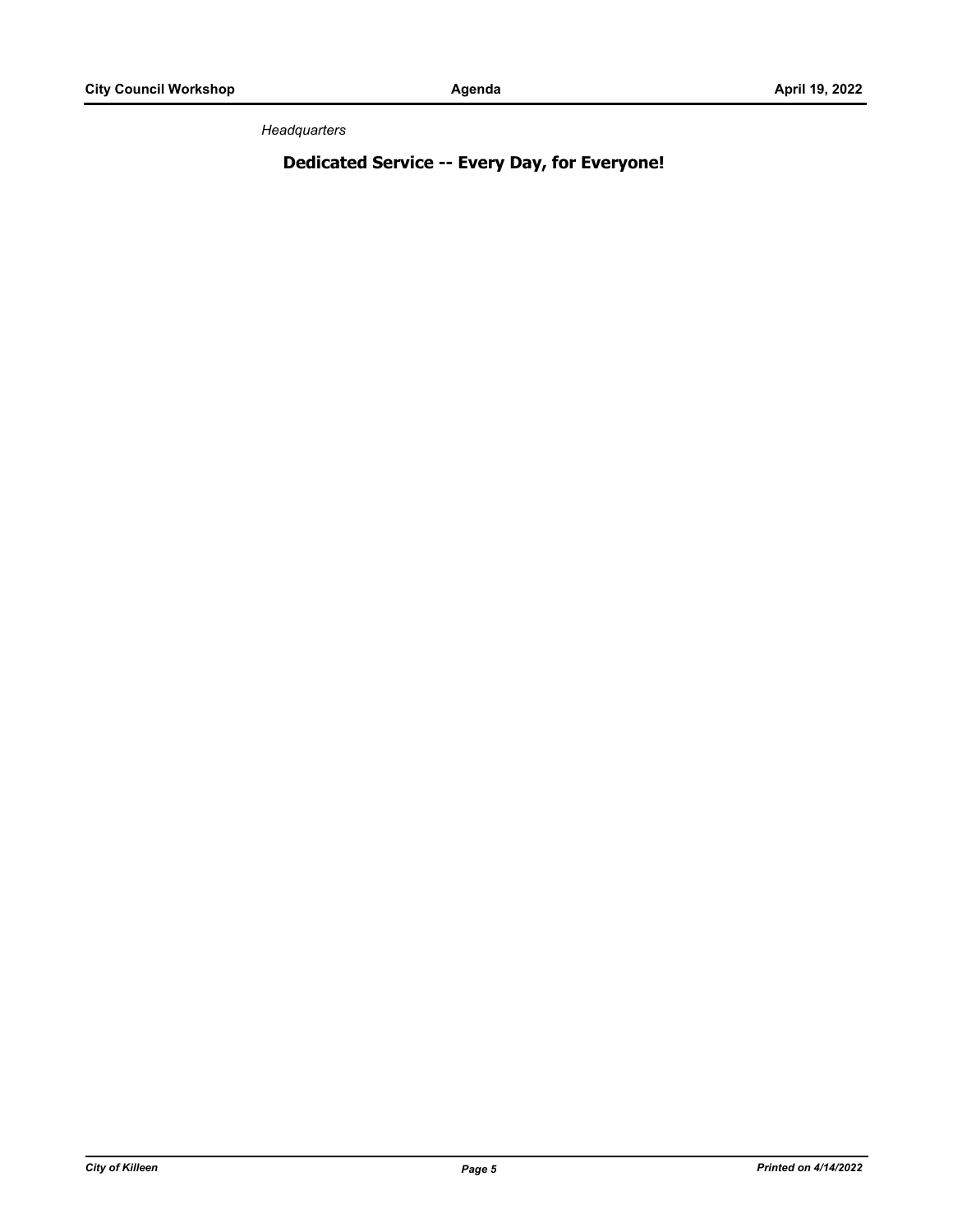*Headquarters*

**Dedicated Service -- Every Day, for Everyone!**